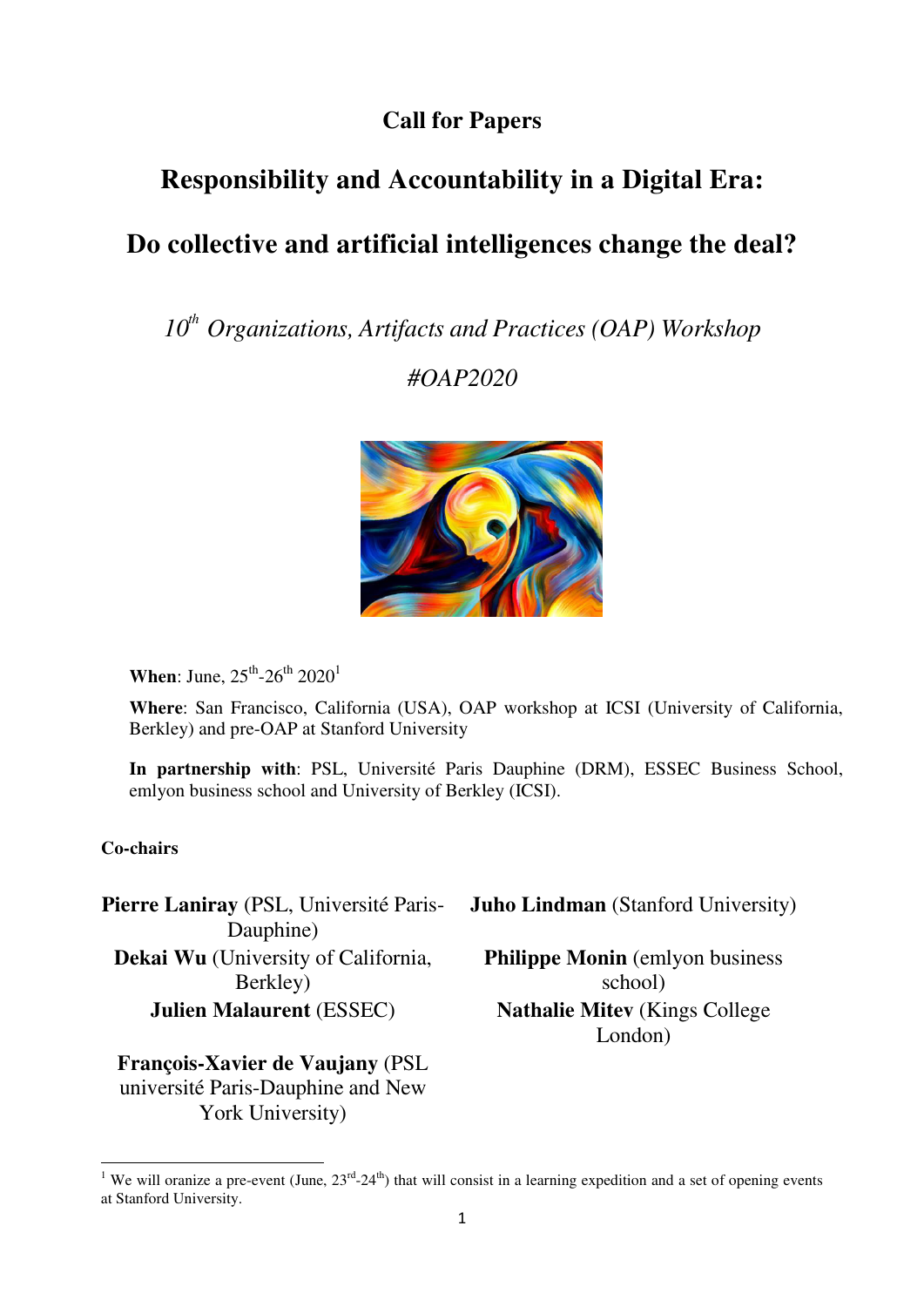# Call for Papers

## Responsibility and Accountability in a Digital Era:

## Do collective and artificial intelligences change the deal?

*10th Organizations, Artifacts and Practices (OAP) Workshop*

*#OAP2020*

**When**: June, 25th-26th 2020[1]

**Where**: San Francisco, California (USA), OAP workshop at ICSI (University of California, Berkley) and pre-OAP at Stanford University

**In partnership with**: PSL, Université Paris Dauphine (DRM), ESSEC Business School, emlyon business school and University of Berkley (ICSI).

**Co-chairs**

**Pierre Laniray** (PSL, Université Paris-Dauphine)

**Dekai Wu** (University of California, Berkley)

**Julien Malaurent** (ESSEC)

**François-Xavier de Vaujany** (PSL université Paris-Dauphine and New York University)

**Juho Lindman** (Stanford University)

**Philippe Monin** (emlyon business school)

**Nathalie Mitev** (Kings College London)

---

[1] We will oranize a pre-event (June, 23rd-24th) that will consist in a learning expedition and a set of opening events at Stanford University.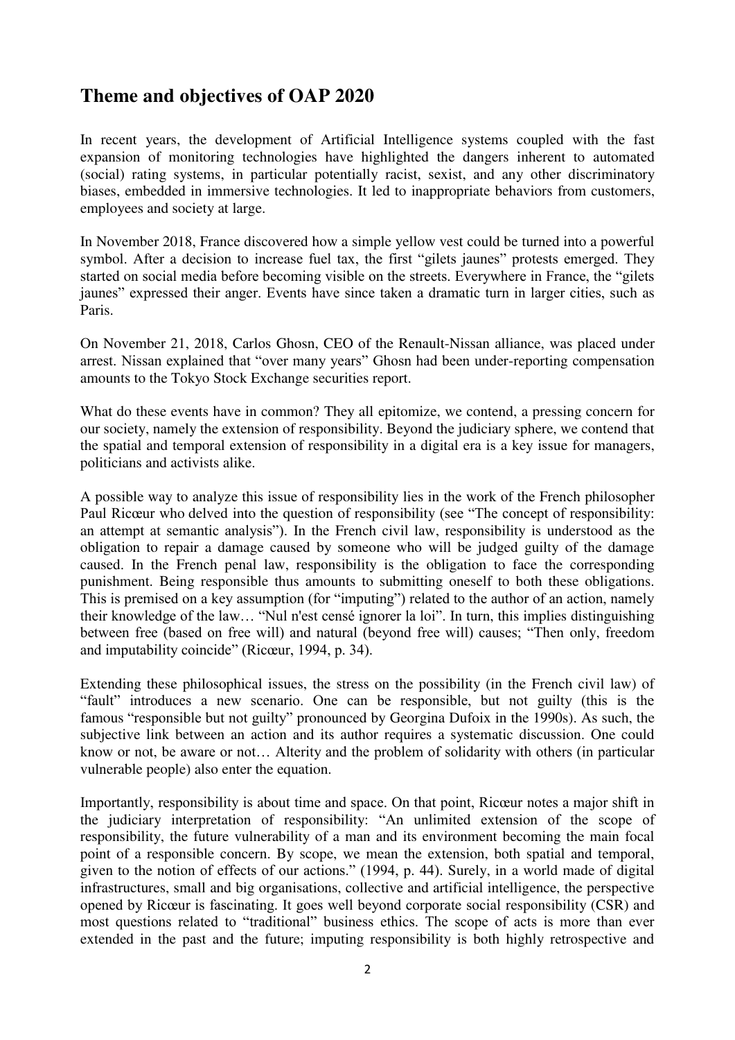## Theme and objectives of OAP 2020

In recent years, the development of Artificial Intelligence systems coupled with the fast expansion of monitoring technologies have highlighted the dangers inherent to automated (social) rating systems, in particular potentially racist, sexist, and any other discriminatory biases, embedded in immersive technologies. It led to inappropriate behaviors from customers, employees and society at large.

In November 2018, France discovered how a simple yellow vest could be turned into a powerful symbol. After a decision to increase fuel tax, the first "gilets jaunes" protests emerged. They started on social media before becoming visible on the streets. Everywhere in France, the "gilets jaunes" expressed their anger. Events have since taken a dramatic turn in larger cities, such as Paris.

On November 21, 2018, Carlos Ghosn, CEO of the Renault-Nissan alliance, was placed under arrest. Nissan explained that "over many years" Ghosn had been under-reporting compensation amounts to the Tokyo Stock Exchange securities report.

What do these events have in common? They all epitomize, we contend, a pressing concern for our society, namely the extension of responsibility. Beyond the judiciary sphere, we contend that the spatial and temporal extension of responsibility in a digital era is a key issue for managers, politicians and activists alike.

A possible way to analyze this issue of responsibility lies in the work of the French philosopher Paul Ricœur who delved into the question of responsibility (see "The concept of responsibility: an attempt at semantic analysis"). In the French civil law, responsibility is understood as the obligation to repair a damage caused by someone who will be judged guilty of the damage caused. In the French penal law, responsibility is the obligation to face the corresponding punishment. Being responsible thus amounts to submitting oneself to both these obligations. This is premised on a key assumption (for "imputing") related to the author of an action, namely their knowledge of the law… "Nul n'est censé ignorer la loi". In turn, this implies distinguishing between free (based on free will) and natural (beyond free will) causes; "Then only, freedom and imputability coincide" (Ricœur, 1994, p. 34).

Extending these philosophical issues, the stress on the possibility (in the French civil law) of "fault" introduces a new scenario. One can be responsible, but not guilty (this is the famous "responsible but not guilty" pronounced by Georgina Dufoix in the 1990s). As such, the subjective link between an action and its author requires a systematic discussion. One could know or not, be aware or not… Alterity and the problem of solidarity with others (in particular vulnerable people) also enter the equation.

Importantly, responsibility is about time and space. On that point, Ricœur notes a major shift in the judiciary interpretation of responsibility: "An unlimited extension of the scope of responsibility, the future vulnerability of a man and its environment becoming the main focal point of a responsible concern. By scope, we mean the extension, both spatial and temporal, given to the notion of effects of our actions." (1994, p. 44). Surely, in a world made of digital infrastructures, small and big organisations, collective and artificial intelligence, the perspective opened by Ricœur is fascinating. It goes well beyond corporate social responsibility (CSR) and most questions related to "traditional" business ethics. The scope of acts is more than ever extended in the past and the future; imputing responsibility is both highly retrospective and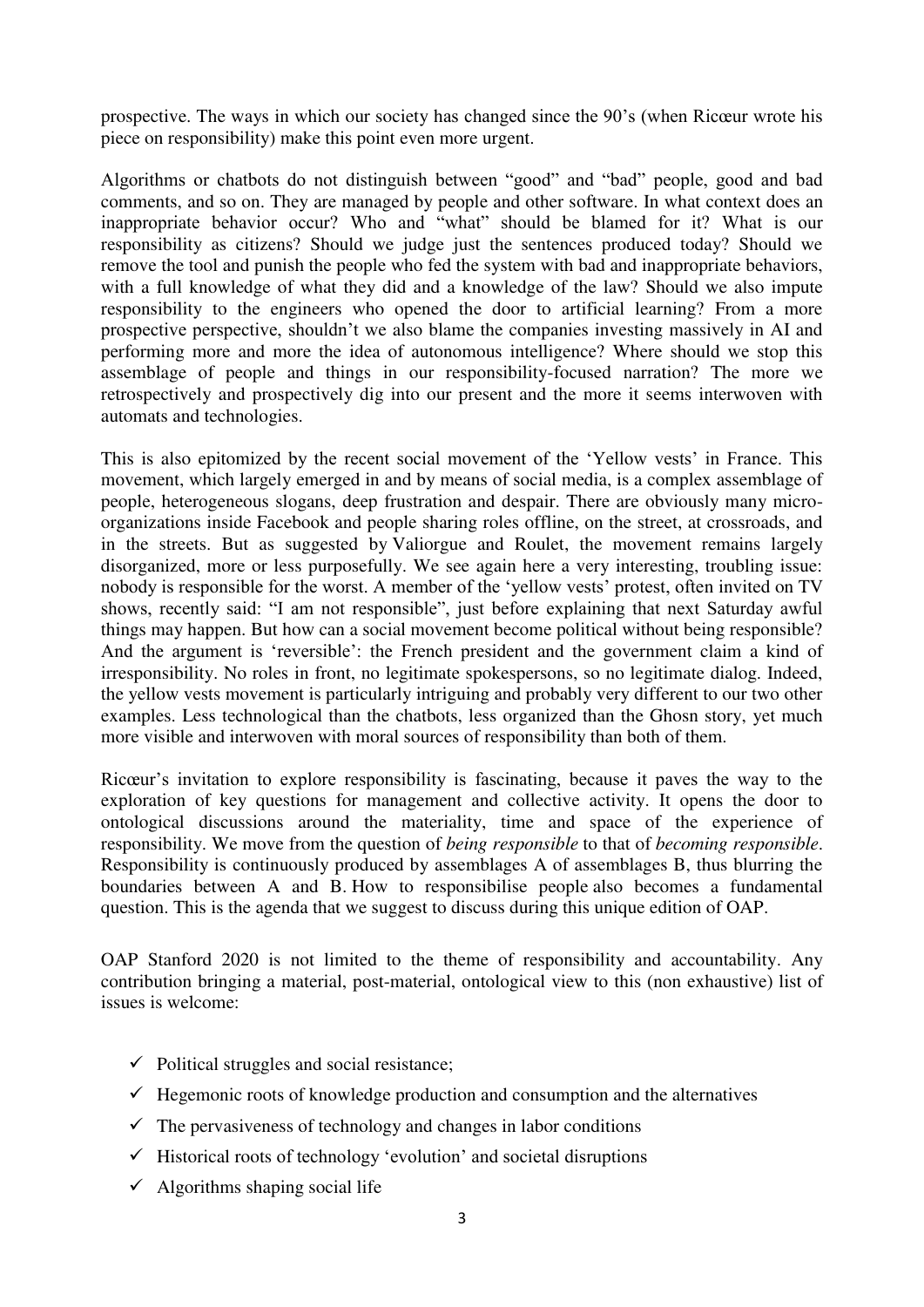prospective. The ways in which our society has changed since the 90's (when Ricœur wrote his piece on responsibility) make this point even more urgent.

Algorithms or chatbots do not distinguish between "good" and "bad" people, good and bad comments, and so on. They are managed by people and other software. In what context does an inappropriate behavior occur? Who and "what" should be blamed for it? What is our responsibility as citizens? Should we judge just the sentences produced today? Should we remove the tool and punish the people who fed the system with bad and inappropriate behaviors, with a full knowledge of what they did and a knowledge of the law? Should we also impute responsibility to the engineers who opened the door to artificial learning? From a more prospective perspective, shouldn't we also blame the companies investing massively in AI and performing more and more the idea of autonomous intelligence? Where should we stop this assemblage of people and things in our responsibility-focused narration? The more we retrospectively and prospectively dig into our present and the more it seems interwoven with automats and technologies.

This is also epitomized by the recent social movement of the 'Yellow vests' in France. This movement, which largely emerged in and by means of social media, is a complex assemblage of people, heterogeneous slogans, deep frustration and despair. There are obviously many micro-organizations inside Facebook and people sharing roles offline, on the street, at crossroads, and in the streets. But as suggested by Valiorgue and Roulet, the movement remains largely disorganized, more or less purposefully. We see again here a very interesting, troubling issue: nobody is responsible for the worst. A member of the 'yellow vests' protest, often invited on TV shows, recently said: "I am not responsible", just before explaining that next Saturday awful things may happen. But how can a social movement become political without being responsible? And the argument is 'reversible': the French president and the government claim a kind of irresponsibility. No roles in front, no legitimate spokespersons, so no legitimate dialog. Indeed, the yellow vests movement is particularly intriguing and probably very different to our two other examples. Less technological than the chatbots, less organized than the Ghosn story, yet much more visible and interwoven with moral sources of responsibility than both of them.

Ricœur's invitation to explore responsibility is fascinating, because it paves the way to the exploration of key questions for management and collective activity. It opens the door to ontological discussions around the materiality, time and space of the experience of responsibility. We move from the question of *being responsible* to that of *becoming responsible*. Responsibility is continuously produced by assemblages A of assemblages B, thus blurring the boundaries between A and B. How to responsibilise people also becomes a fundamental question. This is the agenda that we suggest to discuss during this unique edition of OAP.

OAP Stanford 2020 is not limited to the theme of responsibility and accountability. Any contribution bringing a material, post-material, ontological view to this (non exhaustive) list of issues is welcome:

- ✓ Political struggles and social resistance;
- ✓ Hegemonic roots of knowledge production and consumption and the alternatives
- ✓ The pervasiveness of technology and changes in labor conditions
- ✓ Historical roots of technology 'evolution' and societal disruptions
- ✓ Algorithms shaping social life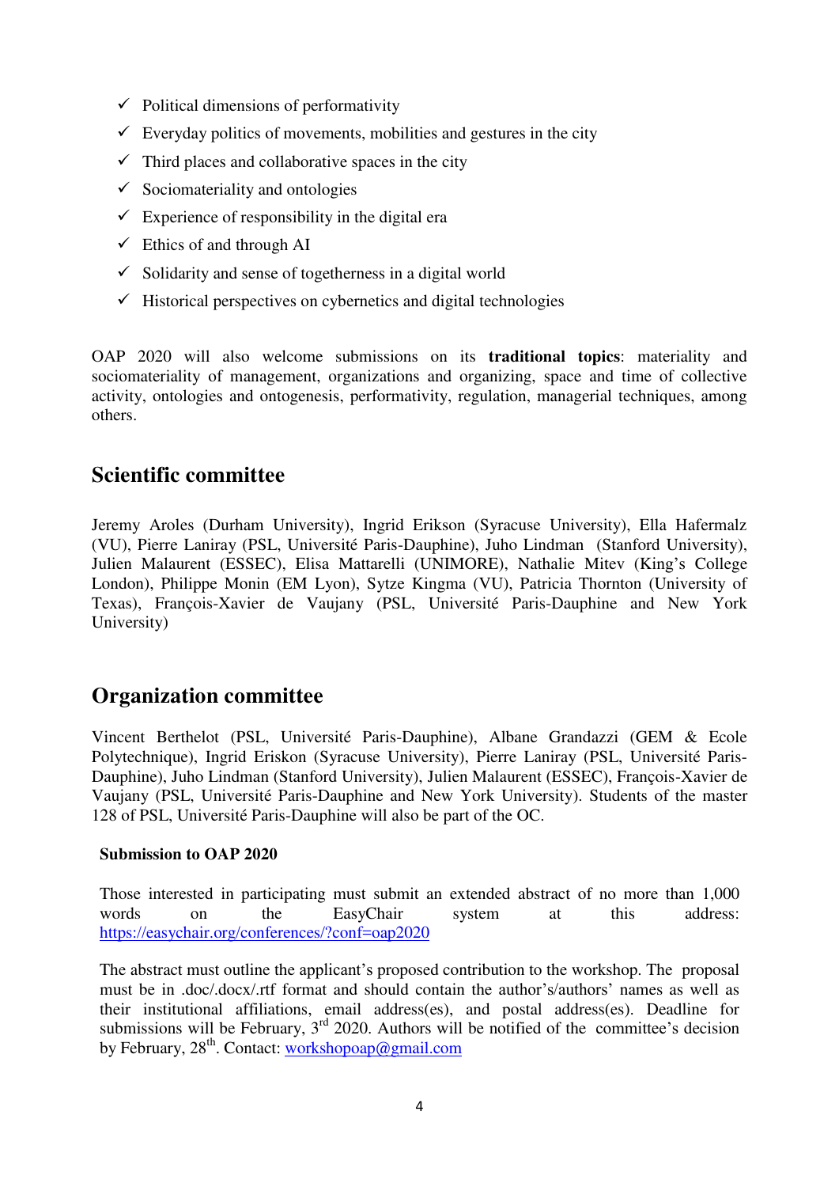- ✓ Political dimensions of performativity
- ✓ Everyday politics of movements, mobilities and gestures in the city
- ✓ Third places and collaborative spaces in the city
- ✓ Sociomateriality and ontologies
- ✓ Experience of responsibility in the digital era
- ✓ Ethics of and through AI
- ✓ Solidarity and sense of togetherness in a digital world
- ✓ Historical perspectives on cybernetics and digital technologies

OAP 2020 will also welcome submissions on its **traditional topics**: materiality and sociomateriality of management, organizations and organizing, space and time of collective activity, ontologies and ontogenesis, performativity, regulation, managerial techniques, among others.

## Scientific committee

Jeremy Aroles (Durham University), Ingrid Erikson (Syracuse University), Ella Hafermalz (VU), Pierre Laniray (PSL, Université Paris-Dauphine), Juho Lindman (Stanford University), Julien Malaurent (ESSEC), Elisa Mattarelli (UNIMORE), Nathalie Mitev (King's College London), Philippe Monin (EM Lyon), Sytze Kingma (VU), Patricia Thornton (University of Texas), François-Xavier de Vaujany (PSL, Université Paris-Dauphine and New York University)

## Organization committee

Vincent Berthelot (PSL, Université Paris-Dauphine), Albane Grandazzi (GEM & Ecole Polytechnique), Ingrid Eriskon (Syracuse University), Pierre Laniray (PSL, Université Paris-Dauphine), Juho Lindman (Stanford University), Julien Malaurent (ESSEC), François-Xavier de Vaujany (PSL, Université Paris-Dauphine and New York University). Students of the master 128 of PSL, Université Paris-Dauphine will also be part of the OC.

**Submission to OAP 2020**

Those interested in participating must submit an extended abstract of no more than 1,000 words on the EasyChair system at this address: https://easychair.org/conferences/?conf=oap2020

The abstract must outline the applicant's proposed contribution to the workshop. The proposal must be in .doc/.docx/.rtf format and should contain the author's/authors' names as well as their institutional affiliations, email address(es), and postal address(es). Deadline for submissions will be February, 3rd 2020. Authors will be notified of the committee's decision by February, 28th. Contact: workshopoap@gmail.com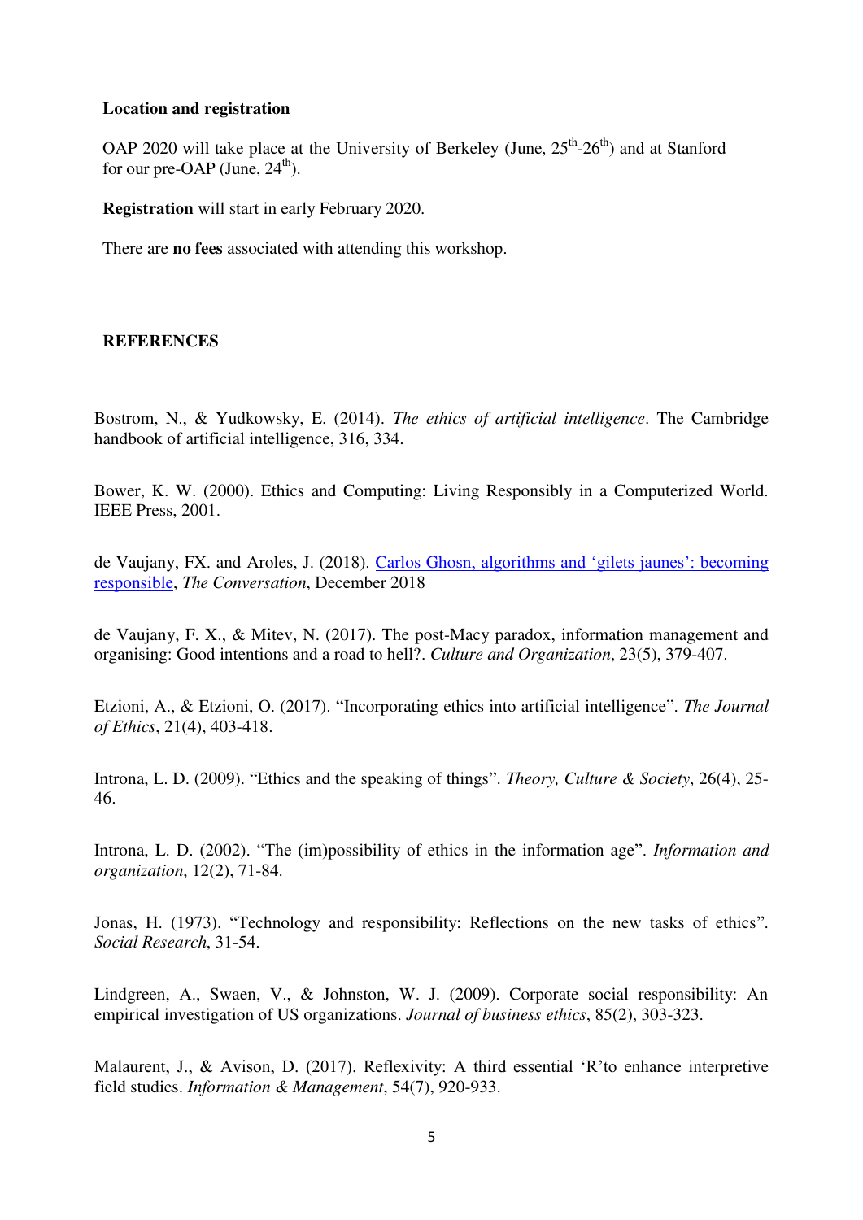**Location and registration**

OAP 2020 will take place at the University of Berkeley (June, 25th-26th) and at Stanford for our pre-OAP (June, 24th).

**Registration** will start in early February 2020.

There are **no fees** associated with attending this workshop.

**REFERENCES**

Bostrom, N., & Yudkowsky, E. (2014). *The ethics of artificial intelligence*. The Cambridge handbook of artificial intelligence, 316, 334.

Bower, K. W. (2000). Ethics and Computing: Living Responsibly in a Computerized World. IEEE Press, 2001.

de Vaujany, FX. and Aroles, J. (2018). Carlos Ghosn, algorithms and 'gilets jaunes': becoming responsible, *The Conversation*, December 2018

de Vaujany, F. X., & Mitev, N. (2017). The post-Macy paradox, information management and organising: Good intentions and a road to hell?. *Culture and Organization*, 23(5), 379-407.

Etzioni, A., & Etzioni, O. (2017). "Incorporating ethics into artificial intelligence". *The Journal of Ethics*, 21(4), 403-418.

Introna, L. D. (2009). "Ethics and the speaking of things". *Theory, Culture & Society*, 26(4), 25-46.

Introna, L. D. (2002). "The (im)possibility of ethics in the information age". *Information and organization*, 12(2), 71-84.

Jonas, H. (1973). "Technology and responsibility: Reflections on the new tasks of ethics". *Social Research*, 31-54.

Lindgreen, A., Swaen, V., & Johnston, W. J. (2009). Corporate social responsibility: An empirical investigation of US organizations. *Journal of business ethics*, 85(2), 303-323.

Malaurent, J., & Avison, D. (2017). Reflexivity: A third essential 'R'to enhance interpretive field studies. *Information & Management*, 54(7), 920-933.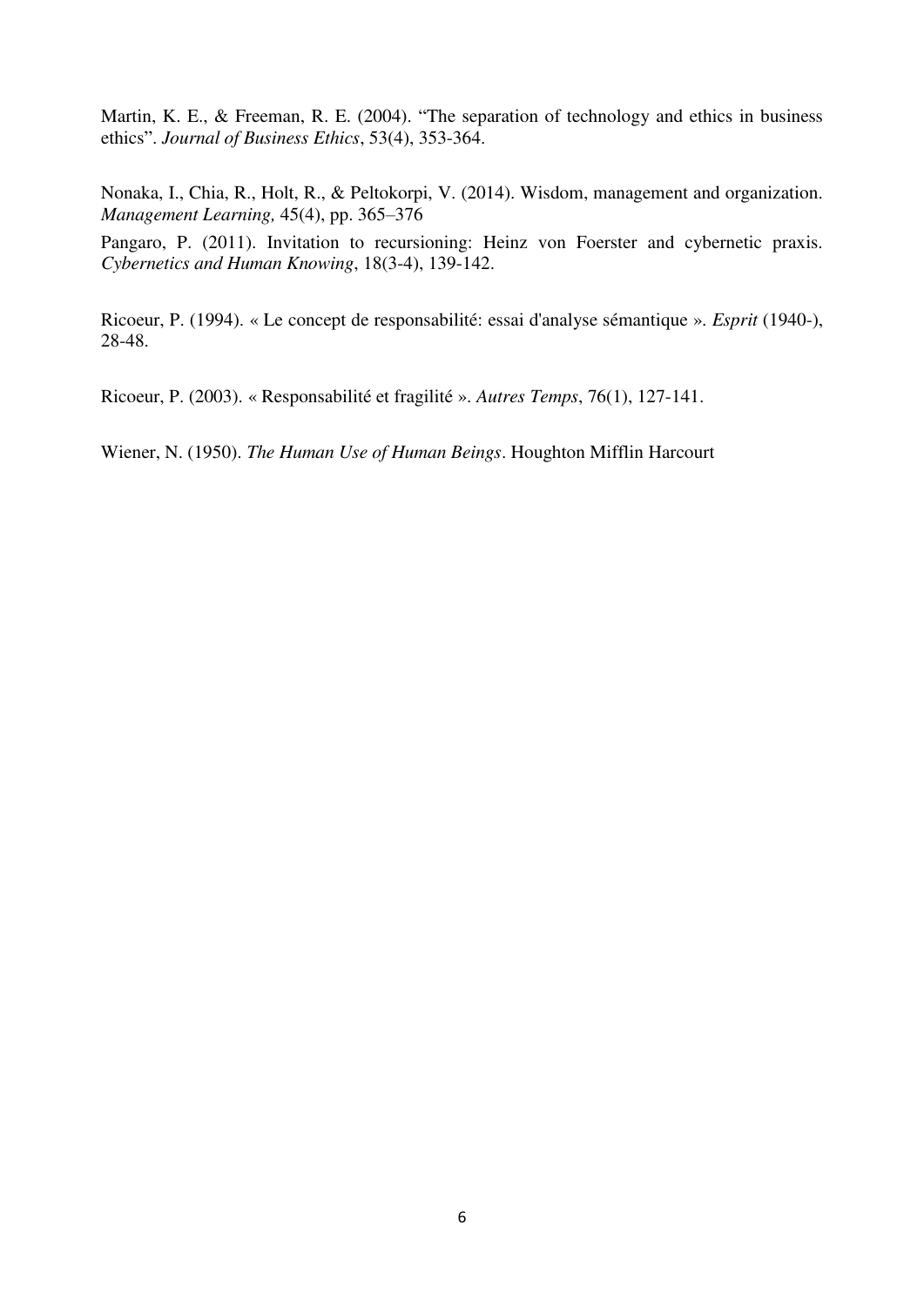Martin, K. E., & Freeman, R. E. (2004). "The separation of technology and ethics in business ethics". *Journal of Business Ethics*, 53(4), 353-364.

Nonaka, I., Chia, R., Holt, R., & Peltokorpi, V. (2014). Wisdom, management and organization. *Management Learning,* 45(4), pp. 365–376

Pangaro, P. (2011). Invitation to recursioning: Heinz von Foerster and cybernetic praxis. *Cybernetics and Human Knowing*, 18(3-4), 139-142.

Ricoeur, P. (1994). « Le concept de responsabilité: essai d'analyse sémantique ». *Esprit* (1940-), 28-48.

Ricoeur, P. (2003). « Responsabilité et fragilité ». *Autres Temps*, 76(1), 127-141.

Wiener, N. (1950). *The Human Use of Human Beings*. Houghton Mifflin Harcourt